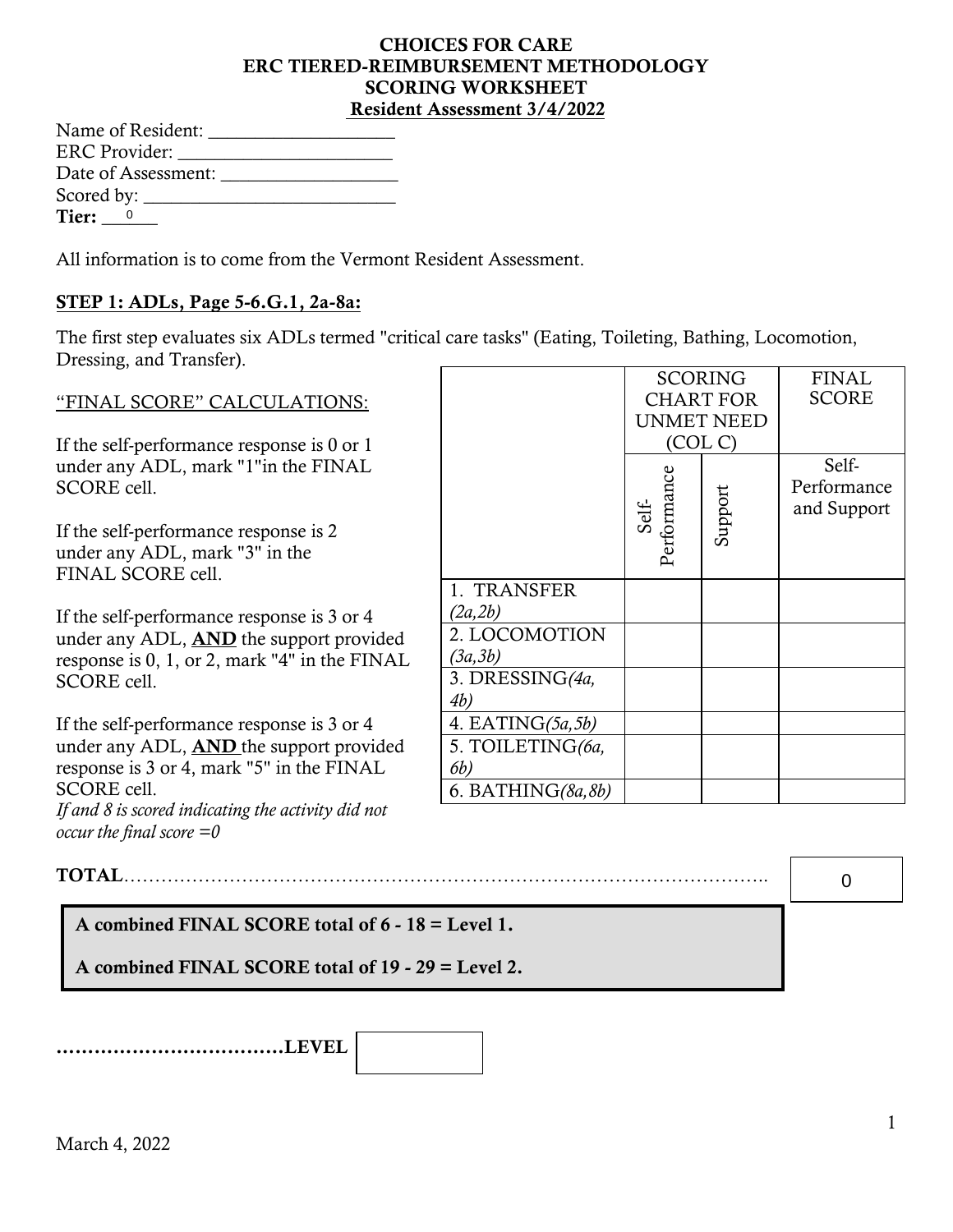**CHOICES FOR CARE**
**ERC TIERED-REIMBURSEMENT METHODOLOGY**
**SCORING WORKSHEET**
**Resident Assessment 3/4/2022**

Name of Resident: ___________________
ERC Provider: ______________________
Date of Assessment: __________________
Scored by: ___________________________
**Tier:** 0

All information is to come from the Vermont Resident Assessment.

**STEP 1: ADLs, Page 5-6.G.1, 2a-8a:**

The first step evaluates six ADLs termed "critical care tasks" (Eating, Toileting, Bathing, Locomotion, Dressing, and Transfer).

"FINAL SCORE" CALCULATIONS:

If the self-performance response is 0 or 1 under any ADL, mark "1"in the FINAL SCORE cell.

If the self-performance response is 2 under any ADL, mark "3" in the FINAL SCORE cell.

If the self-performance response is 3 or 4 under any ADL, **AND** the support provided response is 0, 1, or 2, mark "4" in the FINAL SCORE cell.

If the self-performance response is 3 or 4 under any ADL, **AND** the support provided response is 3 or 4, mark "5" in the FINAL SCORE cell.
*If and 8 is scored indicating the activity did not occur the final score =0*

| | SCORING CHART FOR UNMET NEED (COL C) | | FINAL SCORE |
|---|---|---|---|
| | Self-Performance | Support | Self-Performance and Support |
| 1. TRANSFER *(2a,2b)* | | | |
| 2. LOCOMOTION *(3a,3b)* | | | |
| 3. DRESSING*(4a, 4b)* | | | |
| 4. EATING*(5a,5b)* | | | |
| 5. TOILETING*(6a, 6b)* | | | |
| 6. BATHING*(8a,8b)* | | | |

**TOTAL**………………………………………………………………………………………….. 0

**A combined FINAL SCORE total of 6 - 18 = Level 1.**

**A combined FINAL SCORE total of 19 - 29 = Level 2.**

**………………………………LEVEL** ________

March 4, 2022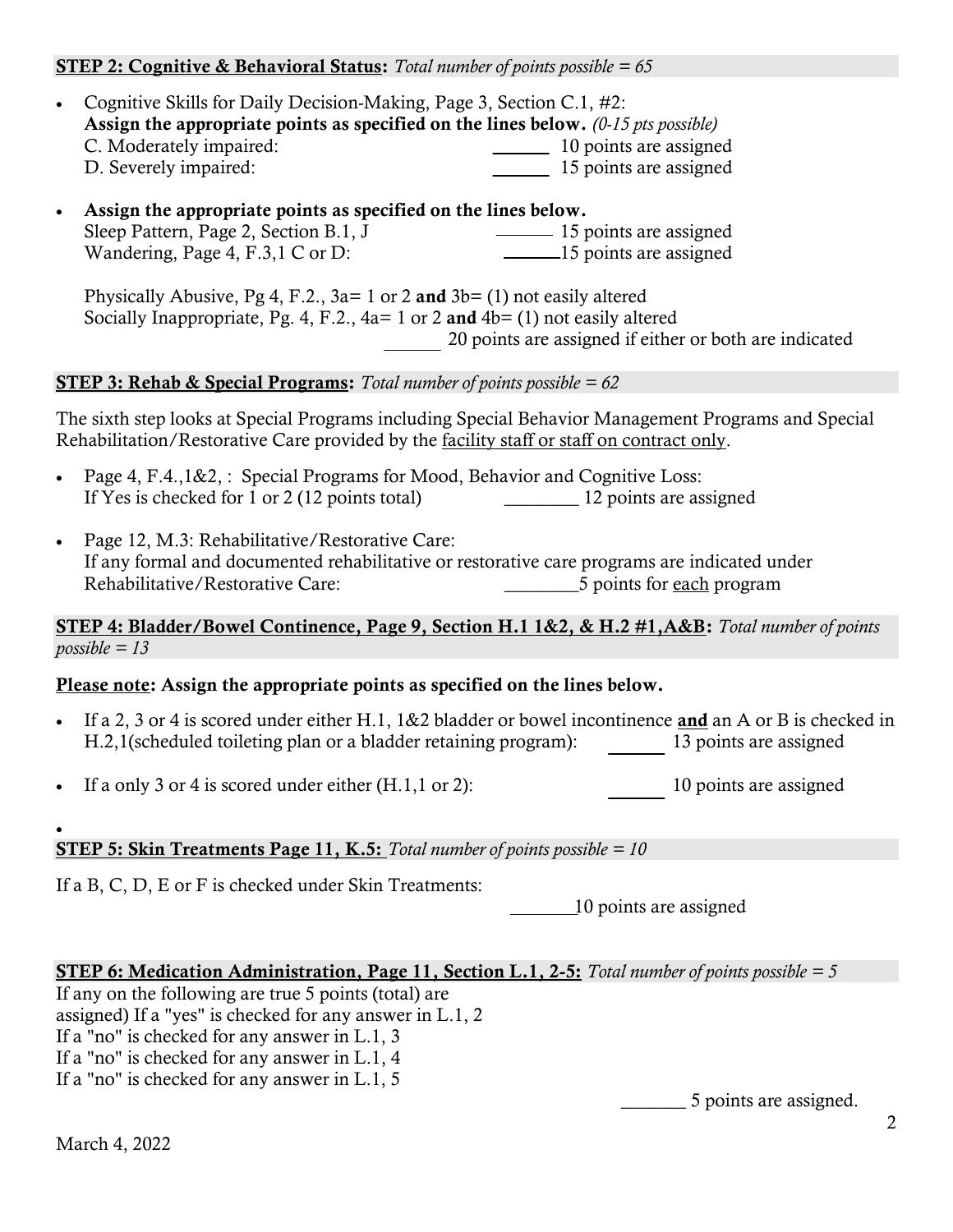**STEP 2: Cognitive & Behavioral Status:** *Total number of points possible = 65*

- Cognitive Skills for Daily Decision-Making, Page 3, Section C.1, #2:
  **Assign the appropriate points as specified on the lines below.** *(0-15 pts possible)*
  C. Moderately impaired: ______ 10 points are assigned
  D. Severely impaired: ______ 15 points are assigned

- **Assign the appropriate points as specified on the lines below.**
  Sleep Pattern, Page 2, Section B.1, J ______ 15 points are assigned
  Wandering, Page 4, F.3,1 C or D: ______15 points are assigned

  Physically Abusive, Pg 4, F.2., 3a= 1 or 2 **and** 3b= (1) not easily altered
  Socially Inappropriate, Pg. 4, F.2., 4a= 1 or 2 **and** 4b= (1) not easily altered
  ______ 20 points are assigned if either or both are indicated

**STEP 3: Rehab & Special Programs:** *Total number of points possible = 62*

The sixth step looks at Special Programs including Special Behavior Management Programs and Special Rehabilitation/Restorative Care provided by the facility staff or staff on contract only.

- Page 4, F.4.,1&2, : Special Programs for Mood, Behavior and Cognitive Loss:
  If Yes is checked for 1 or 2 (12 points total) ________ 12 points are assigned

- Page 12, M.3: Rehabilitative/Restorative Care:
  If any formal and documented rehabilitative or restorative care programs are indicated under Rehabilitative/Restorative Care: ________5 points for each program

**STEP 4: Bladder/Bowel Continence, Page 9, Section H.1 1&2, & H.2 #1,A&B:** *Total number of points possible = 13*

**Please note: Assign the appropriate points as specified on the lines below.**

- If a 2, 3 or 4 is scored under either H.1, 1&2 bladder or bowel incontinence **and** an A or B is checked in H.2,1(scheduled toileting plan or a bladder retaining program): ______ 13 points are assigned

- If a only 3 or 4 is scored under either (H.1,1 or 2): ______ 10 points are assigned

**STEP 5: Skin Treatments Page 11, K.5:** *Total number of points possible = 10*

If a B, C, D, E or F is checked under Skin Treatments:
_______10 points are assigned

**STEP 6: Medication Administration, Page 11, Section L.1, 2-5:** *Total number of points possible = 5*

If any on the following are true 5 points (total) are assigned) If a "yes" is checked for any answer in L.1, 2
If a "no" is checked for any answer in L.1, 3
If a "no" is checked for any answer in L.1, 4
If a "no" is checked for any answer in L.1, 5

_______ 5 points are assigned.

March 4, 2022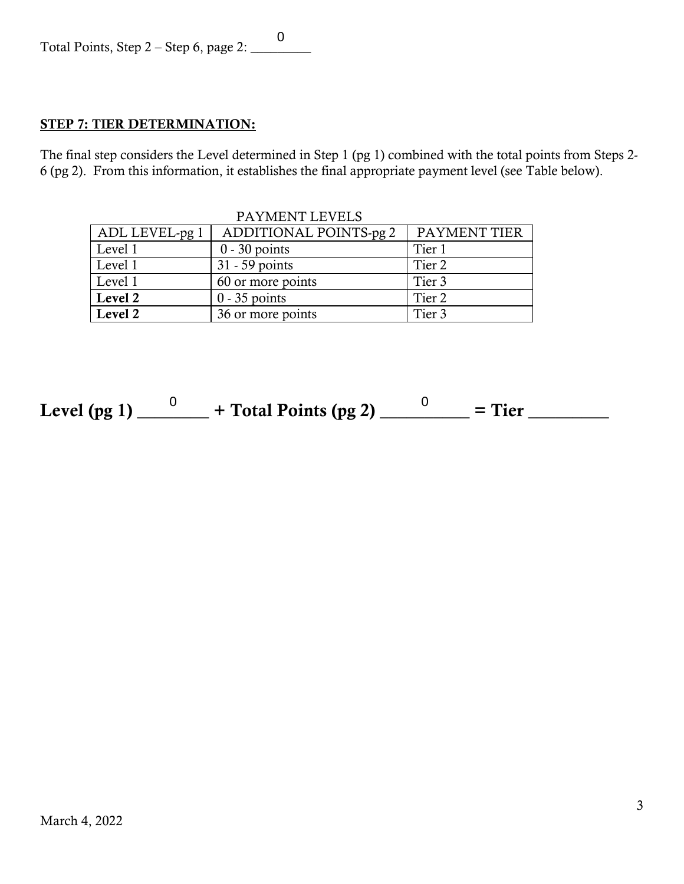Total Points, Step 2 – Step 6, page 2: ___0___

**STEP 7: TIER DETERMINATION:**

The final step considers the Level determined in Step 1 (pg 1) combined with the total points from Steps 2-6 (pg 2). From this information, it establishes the final appropriate payment level (see Table below).

PAYMENT LEVELS

| ADL LEVEL-pg 1 | ADDITIONAL POINTS-pg 2 | PAYMENT TIER |
|---|---|---|
| Level 1 | 0 - 30 points | Tier 1 |
| Level 1 | 31 - 59 points | Tier 2 |
| Level 1 | 60 or more points | Tier 3 |
| **Level 2** | 0 - 35 points | Tier 2 |
| **Level 2** | 36 or more points | Tier 3 |

**Level (pg 1) ___0___ + Total Points (pg 2) ___0___ = Tier _________**

March 4, 2022